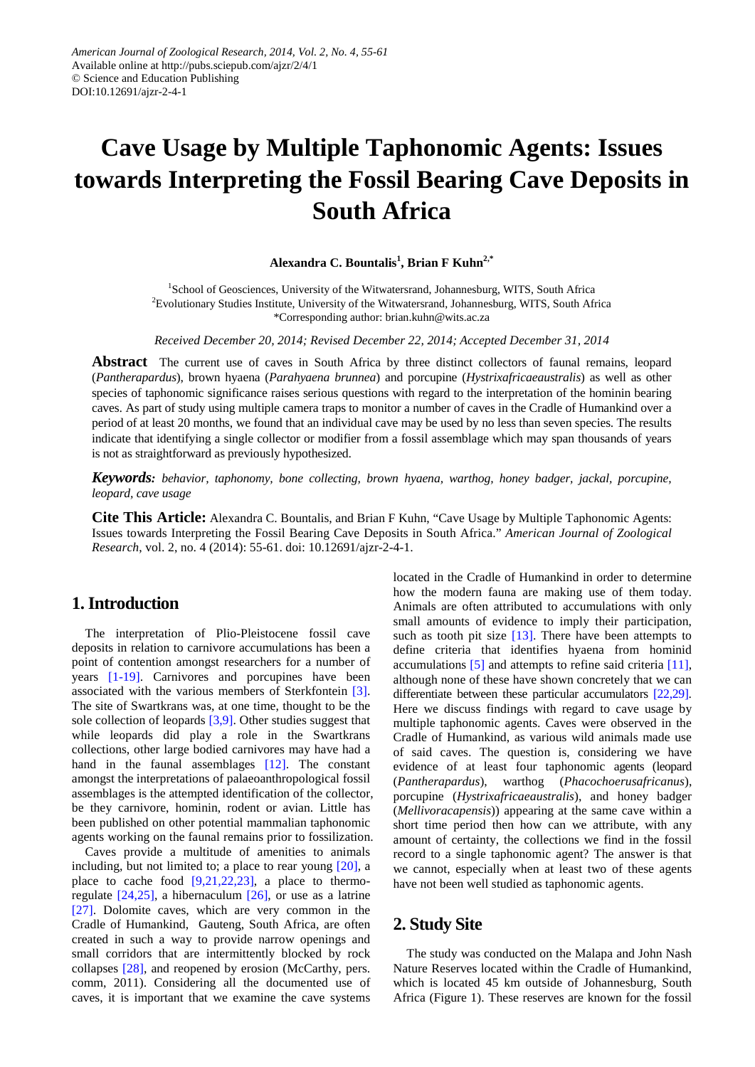# Cave Usage by Multiple Taphonomic Agents: Issues towards Interpreting the Fossil Bearing Cave Deposits in South Africa

**Alexandra C. Bountalis[1], Brian F Kuhn[2,*]**

[1]School of Geosciences, University of the Witwatersrand, Johannesburg, WITS, South Africa
[2]Evolutionary Studies Institute, University of the Witwatersrand, Johannesburg, WITS, South Africa
*Corresponding author: brian.kuhn@wits.ac.za

*Received December 20, 2014; Revised December 22, 2014; Accepted December 31, 2014*

**Abstract** The current use of caves in South Africa by three distinct collectors of faunal remains, leopard (*Pantherapardus*), brown hyaena (*Parahyaena brunnea*) and porcupine (*Hystrixafricaeaustralis*) as well as other species of taphonomic significance raises serious questions with regard to the interpretation of the hominin bearing caves. As part of study using multiple camera traps to monitor a number of caves in the Cradle of Humankind over a period of at least 20 months, we found that an individual cave may be used by no less than seven species. The results indicate that identifying a single collector or modifier from a fossil assemblage which may span thousands of years is not as straightforward as previously hypothesized.

***Keywords:*** *behavior, taphonomy, bone collecting, brown hyaena, warthog, honey badger, jackal, porcupine, leopard, cave usage*

**Cite This Article:** Alexandra C. Bountalis, and Brian F Kuhn, "Cave Usage by Multiple Taphonomic Agents: Issues towards Interpreting the Fossil Bearing Cave Deposits in South Africa." *American Journal of Zoological Research*, vol. 2, no. 4 (2014): 55-61. doi: 10.12691/ajzr-2-4-1.

## 1. Introduction

The interpretation of Plio-Pleistocene fossil cave deposits in relation to carnivore accumulations has been a point of contention amongst researchers for a number of years [1-19]. Carnivores and porcupines have been associated with the various members of Sterkfontein [3]. The site of Swartkrans was, at one time, thought to be the sole collection of leopards [3,9]. Other studies suggest that while leopards did play a role in the Swartkrans collections, other large bodied carnivores may have had a hand in the faunal assemblages [12]. The constant amongst the interpretations of palaeoanthropological fossil assemblages is the attempted identification of the collector, be they carnivore, hominin, rodent or avian. Little has been published on other potential mammalian taphonomic agents working on the faunal remains prior to fossilization.

Caves provide a multitude of amenities to animals including, but not limited to; a place to rear young [20], a place to cache food [9,21,22,23], a place to thermo-regulate [24,25], a hibernaculum [26], or use as a latrine [27]. Dolomite caves, which are very common in the Cradle of Humankind, Gauteng, South Africa, are often created in such a way to provide narrow openings and small corridors that are intermittently blocked by rock collapses [28], and reopened by erosion (McCarthy, pers. comm, 2011). Considering all the documented use of caves, it is important that we examine the cave systems located in the Cradle of Humankind in order to determine how the modern fauna are making use of them today. Animals are often attributed to accumulations with only small amounts of evidence to imply their participation, such as tooth pit size [13]. There have been attempts to define criteria that identifies hyaena from hominid accumulations [5] and attempts to refine said criteria [11], although none of these have shown concretely that we can differentiate between these particular accumulators [22,29]. Here we discuss findings with regard to cave usage by multiple taphonomic agents. Caves were observed in the Cradle of Humankind, as various wild animals made use of said caves. The question is, considering we have evidence of at least four taphonomic agents (leopard (*Pantherapardus*), warthog (*Phacochoerusafricanus*), porcupine (*Hystrixafricaeaustralis*), and honey badger (*Mellivoracapensis*)) appearing at the same cave within a short time period then how can we attribute, with any amount of certainty, the collections we find in the fossil record to a single taphonomic agent? The answer is that we cannot, especially when at least two of these agents have not been well studied as taphonomic agents.

## 2. Study Site

The study was conducted on the Malapa and John Nash Nature Reserves located within the Cradle of Humankind, which is located 45 km outside of Johannesburg, South Africa (Figure 1). These reserves are known for the fossil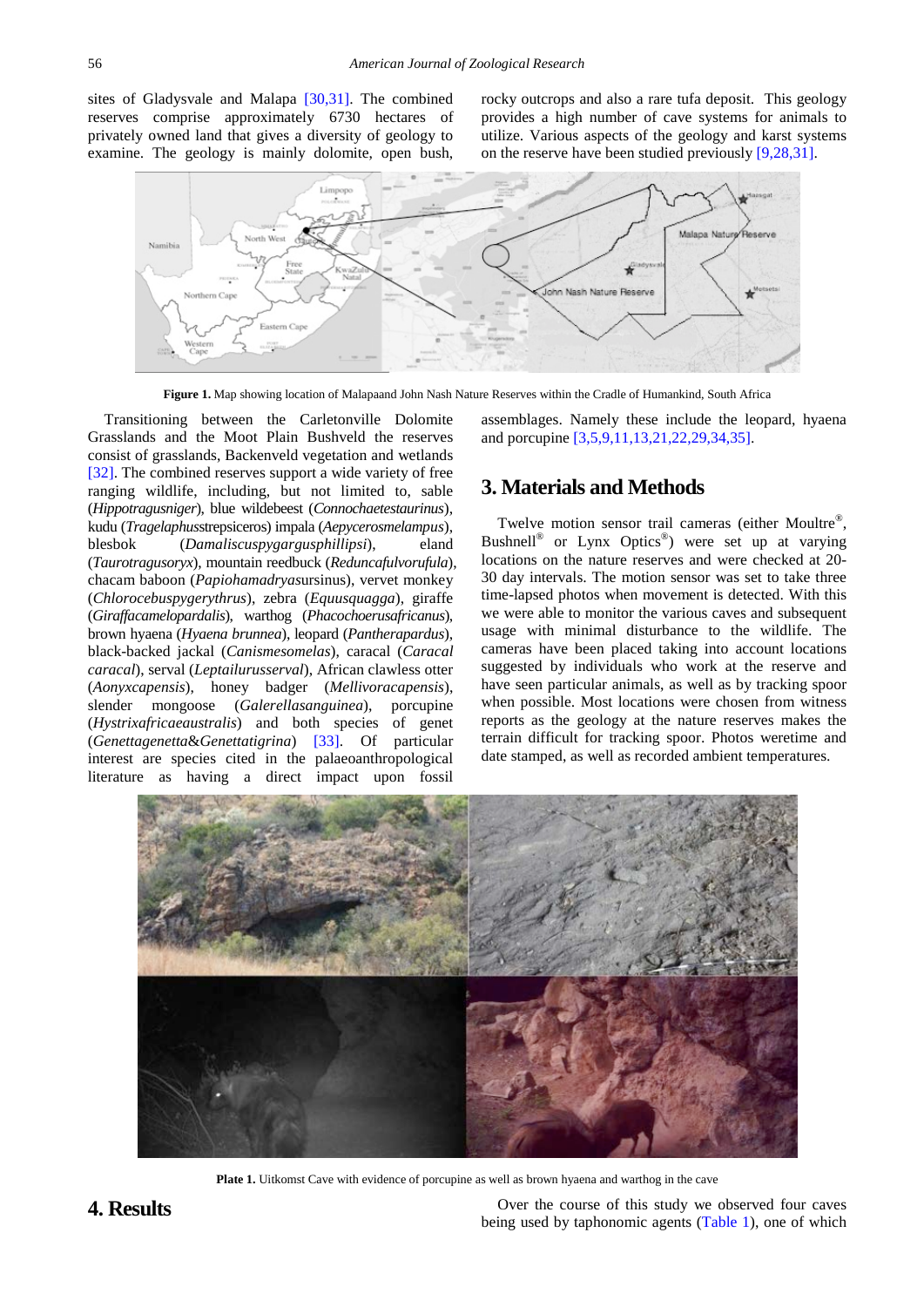sites of Gladysvale and Malapa [30,31]. The combined reserves comprise approximately 6730 hectares of privately owned land that gives a diversity of geology to examine. The geology is mainly dolomite, open bush, rocky outcrops and also a rare tufa deposit. This geology provides a high number of cave systems for animals to utilize. Various aspects of the geology and karst systems on the reserve have been studied previously [9,28,31].

**Figure 1.** Map showing location of Malapaand John Nash Nature Reserves within the Cradle of Humankind, South Africa

Transitioning between the Carletonville Dolomite Grasslands and the Moot Plain Bushveld the reserves consist of grasslands, Backenveld vegetation and wetlands [32]. The combined reserves support a wide variety of free ranging wildlife, including, but not limited to, sable (*Hippotragusniger*), blue wildebeest (*Connochaetestaurinus*), kudu (*Tragelaphus*strepsiceros) impala (*Aepycerosmelampus*), blesbok (*Damaliscuspygargusphillipsi*), eland (*Taurotragusoryx*), mountain reedbuck (*Reduncafulvorufula*), chacam baboon (*Papiohamadryas*ursinus), vervet monkey (*Chlorocebuspygerythrus*), zebra (*Equusquagga*), giraffe (*Giraffacamelopardalis*), warthog (*Phacochoerusafricanus*), brown hyaena (*Hyaena brunnea*), leopard (*Pantherapardus*), black-backed jackal (*Canismesomelas*), caracal (*Caracal caracal*), serval (*Leptailurusserval*), African clawless otter (*Aonyxcapensis*), honey badger (*Mellivoracapensis*), slender mongoose (*Galerellasanguinea*), porcupine (*Hystrixafricaeaustralis*) and both species of genet (*Genettagenetta*&*Genettatigrina*) [33]. Of particular interest are species cited in the palaeoanthropological literature as having a direct impact upon fossil assemblages. Namely these include the leopard, hyaena and porcupine [3,5,9,11,13,21,22,29,34,35].

## 3. Materials and Methods

Twelve motion sensor trail cameras (either Moultre®, Bushnell® or Lynx Optics®) were set up at varying locations on the nature reserves and were checked at 20-30 day intervals. The motion sensor was set to take three time-lapsed photos when movement is detected. With this we were able to monitor the various caves and subsequent usage with minimal disturbance to the wildlife. The cameras have been placed taking into account locations suggested by individuals who work at the reserve and have seen particular animals, as well as by tracking spoor when possible. Most locations were chosen from witness reports as the geology at the nature reserves makes the terrain difficult for tracking spoor. Photos weretime and date stamped, as well as recorded ambient temperatures.

**Plate 1.** Uitkomst Cave with evidence of porcupine as well as brown hyaena and warthog in the cave

## 4. Results

Over the course of this study we observed four caves being used by taphonomic agents (Table 1), one of which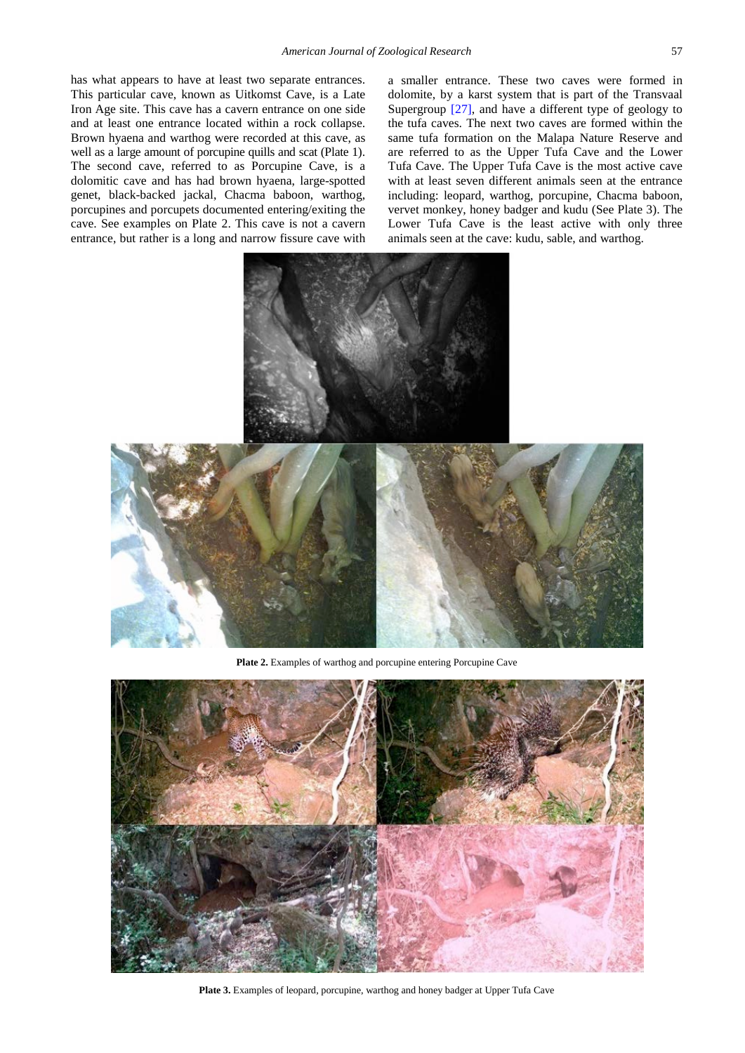has what appears to have at least two separate entrances. This particular cave, known as Uitkomst Cave, is a Late Iron Age site. This cave has a cavern entrance on one side and at least one entrance located within a rock collapse. Brown hyaena and warthog were recorded at this cave, as well as a large amount of porcupine quills and scat (Plate 1). The second cave, referred to as Porcupine Cave, is a dolomitic cave and has had brown hyaena, large-spotted genet, black-backed jackal, Chacma baboon, warthog, porcupines and porcupets documented entering/exiting the cave. See examples on Plate 2. This cave is not a cavern entrance, but rather is a long and narrow fissure cave with a smaller entrance. These two caves were formed in dolomite, by a karst system that is part of the Transvaal Supergroup [27], and have a different type of geology to the tufa caves. The next two caves are formed within the same tufa formation on the Malapa Nature Reserve and are referred to as the Upper Tufa Cave and the Lower Tufa Cave. The Upper Tufa Cave is the most active cave with at least seven different animals seen at the entrance including: leopard, warthog, porcupine, Chacma baboon, vervet monkey, honey badger and kudu (See Plate 3). The Lower Tufa Cave is the least active with only three animals seen at the cave: kudu, sable, and warthog.

**Plate 2.** Examples of warthog and porcupine entering Porcupine Cave

**Plate 3.** Examples of leopard, porcupine, warthog and honey badger at Upper Tufa Cave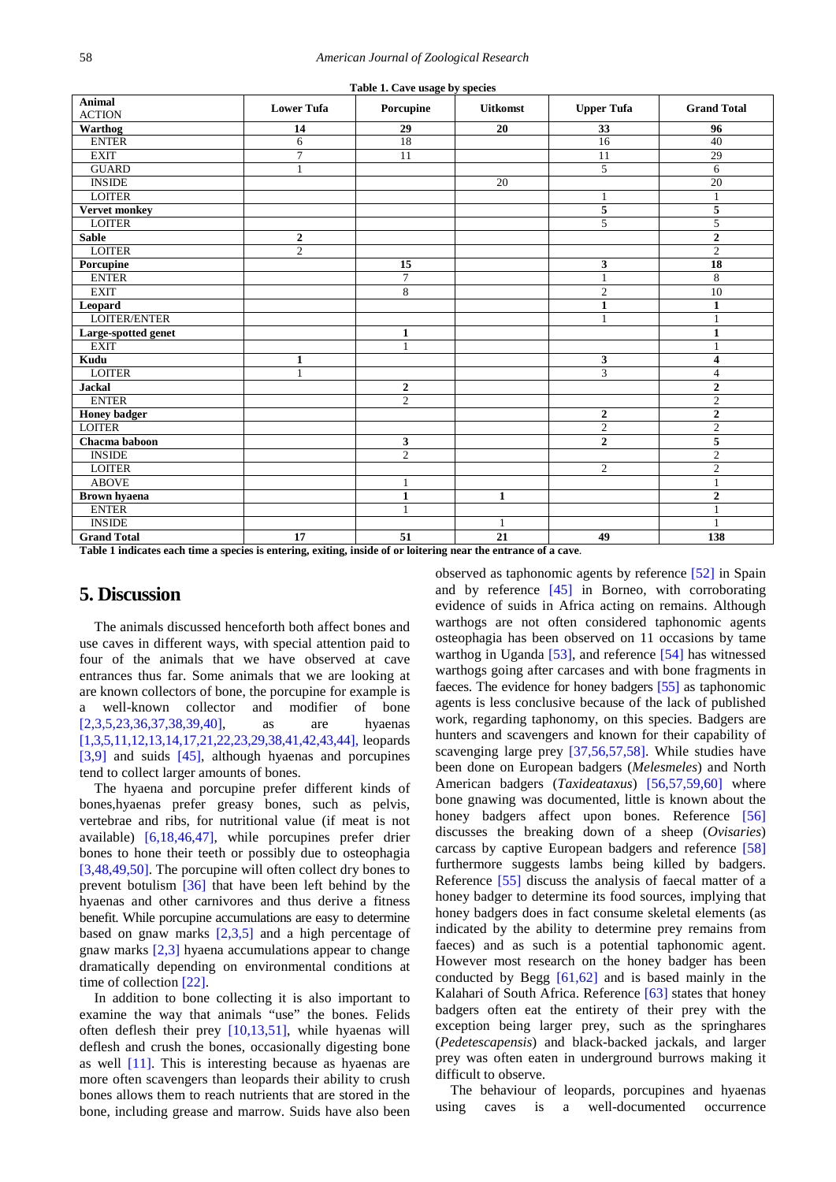Table 1. Cave usage by species

| Animal<br>ACTION | Lower Tufa | Porcupine | Uitkomst | Upper Tufa | Grand Total |
|---|---|---|---|---|---|
| **Warthog** | **14** | **29** | **20** | **33** | **96** |
| ENTER | 6 | 18 | | 16 | 40 |
| EXIT | 7 | 11 | | 11 | 29 |
| GUARD | 1 | | | 5 | 6 |
| INSIDE | | | 20 | | 20 |
| LOITER | | | | 1 | 1 |
| **Vervet monkey** | | | | **5** | **5** |
| LOITER | | | | 5 | 5 |
| **Sable** | **2** | | | | **2** |
| LOITER | 2 | | | | 2 |
| **Porcupine** | | **15** | | **3** | **18** |
| ENTER | | 7 | | 1 | 8 |
| EXIT | | 8 | | 2 | 10 |
| **Leopard** | | | | **1** | **1** |
| LOITER/ENTER | | | | 1 | 1 |
| **Large-spotted genet** | | **1** | | | **1** |
| EXIT | | 1 | | | 1 |
| **Kudu** | **1** | | | **3** | **4** |
| LOITER | 1 | | | 3 | 4 |
| **Jackal** | | **2** | | | **2** |
| ENTER | | 2 | | | 2 |
| **Honey badger** | | | | **2** | **2** |
| LOITER | | | | 2 | 2 |
| **Chacma baboon** | | **3** | | **2** | **5** |
| INSIDE | | 2 | | | 2 |
| LOITER | | | | 2 | 2 |
| ABOVE | | 1 | | | 1 |
| **Brown hyaena** | | **1** | **1** | | **2** |
| ENTER | | 1 | | | 1 |
| INSIDE | | | 1 | | 1 |
| **Grand Total** | **17** | **51** | **21** | **49** | **138** |

**Table 1 indicates each time a species is entering, exiting, inside of or loitering near the entrance of a cave**.

## 5. Discussion

The animals discussed henceforth both affect bones and use caves in different ways, with special attention paid to four of the animals that we have observed at cave entrances thus far. Some animals that we are looking at are known collectors of bone, the porcupine for example is a well-known collector and modifier of bone [2,3,5,23,36,37,38,39,40], as are hyaenas [1,3,5,11,12,13,14,17,21,22,23,29,38,41,42,43,44], leopards [3,9] and suids [45], although hyaenas and porcupines tend to collect larger amounts of bones.

The hyaena and porcupine prefer different kinds of bones,hyaenas prefer greasy bones, such as pelvis, vertebrae and ribs, for nutritional value (if meat is not available) [6,18,46,47], while porcupines prefer drier bones to hone their teeth or possibly due to osteophagia [3,48,49,50]. The porcupine will often collect dry bones to prevent botulism [36] that have been left behind by the hyaenas and other carnivores and thus derive a fitness benefit. While porcupine accumulations are easy to determine based on gnaw marks [2,3,5] and a high percentage of gnaw marks [2,3] hyaena accumulations appear to change dramatically depending on environmental conditions at time of collection [22].

In addition to bone collecting it is also important to examine the way that animals "use" the bones. Felids often deflesh their prey [10,13,51], while hyaenas will deflesh and crush the bones, occasionally digesting bone as well [11]. This is interesting because as hyaenas are more often scavengers than leopards their ability to crush bones allows them to reach nutrients that are stored in the bone, including grease and marrow. Suids have also been observed as taphonomic agents by reference [52] in Spain and by reference [45] in Borneo, with corroborating evidence of suids in Africa acting on remains. Although warthogs are not often considered taphonomic agents osteophagia has been observed on 11 occasions by tame warthog in Uganda [53], and reference [54] has witnessed warthogs going after carcases and with bone fragments in faeces. The evidence for honey badgers [55] as taphonomic agents is less conclusive because of the lack of published work, regarding taphonomy, on this species. Badgers are hunters and scavengers and known for their capability of scavenging large prey [37,56,57,58]. While studies have been done on European badgers (*Melesmeles*) and North American badgers (*Taxideataxus*) [56,57,59,60] where bone gnawing was documented, little is known about the honey badgers affect upon bones. Reference [56] discusses the breaking down of a sheep (*Ovisaries*) carcass by captive European badgers and reference [58] furthermore suggests lambs being killed by badgers. Reference [55] discuss the analysis of faecal matter of a honey badger to determine its food sources, implying that honey badgers does in fact consume skeletal elements (as indicated by the ability to determine prey remains from faeces) and as such is a potential taphonomic agent. However most research on the honey badger has been conducted by Begg [61,62] and is based mainly in the Kalahari of South Africa. Reference [63] states that honey badgers often eat the entirety of their prey with the exception being larger prey, such as the springhares (*Pedetescapensis*) and black-backed jackals, and larger prey was often eaten in underground burrows making it difficult to observe.

The behaviour of leopards, porcupines and hyaenas using caves is a well-documented occurrence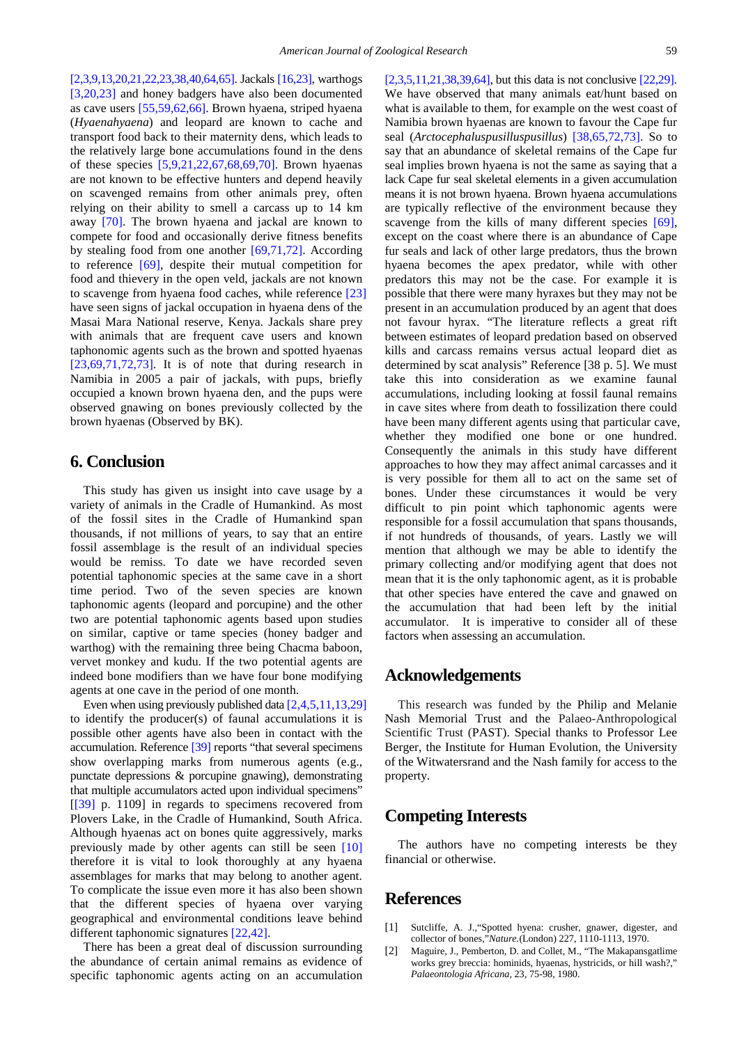[2,3,9,13,20,21,22,23,38,40,64,65]. Jackals [16,23], warthogs [3,20,23] and honey badgers have also been documented as cave users [55,59,62,66]. Brown hyaena, striped hyaena (*Hyaenahyaena*) and leopard are known to cache and transport food back to their maternity dens, which leads to the relatively large bone accumulations found in the dens of these species [5,9,21,22,67,68,69,70]. Brown hyaenas are not known to be effective hunters and depend heavily on scavenged remains from other animals prey, often relying on their ability to smell a carcass up to 14 km away [70]. The brown hyaena and jackal are known to compete for food and occasionally derive fitness benefits by stealing food from one another [69,71,72]. According to reference [69], despite their mutual competition for food and thievery in the open veld, jackals are not known to scavenge from hyaena food caches, while reference [23] have seen signs of jackal occupation in hyaena dens of the Masai Mara National reserve, Kenya. Jackals share prey with animals that are frequent cave users and known taphonomic agents such as the brown and spotted hyaenas [23,69,71,72,73]. It is of note that during research in Namibia in 2005 a pair of jackals, with pups, briefly occupied a known brown hyaena den, and the pups were observed gnawing on bones previously collected by the brown hyaenas (Observed by BK).

## 6. Conclusion

This study has given us insight into cave usage by a variety of animals in the Cradle of Humankind. As most of the fossil sites in the Cradle of Humankind span thousands, if not millions of years, to say that an entire fossil assemblage is the result of an individual species would be remiss. To date we have recorded seven potential taphonomic species at the same cave in a short time period. Two of the seven species are known taphonomic agents (leopard and porcupine) and the other two are potential taphonomic agents based upon studies on similar, captive or tame species (honey badger and warthog) with the remaining three being Chacma baboon, vervet monkey and kudu. If the two potential agents are indeed bone modifiers than we have four bone modifying agents at one cave in the period of one month.

Even when using previously published data [2,4,5,11,13,29] to identify the producer(s) of faunal accumulations it is possible other agents have also been in contact with the accumulation. Reference [39] reports "that several specimens show overlapping marks from numerous agents (e.g., punctate depressions & porcupine gnawing), demonstrating that multiple accumulators acted upon individual specimens" [[39] p. 1109] in regards to specimens recovered from Plovers Lake, in the Cradle of Humankind, South Africa. Although hyaenas act on bones quite aggressively, marks previously made by other agents can still be seen [10] therefore it is vital to look thoroughly at any hyaena assemblages for marks that may belong to another agent. To complicate the issue even more it has also been shown that the different species of hyaena over varying geographical and environmental conditions leave behind different taphonomic signatures [22,42].

There has been a great deal of discussion surrounding the abundance of certain animal remains as evidence of specific taphonomic agents acting on an accumulation [2,3,5,11,21,38,39,64], but this data is not conclusive [22,29]. We have observed that many animals eat/hunt based on what is available to them, for example on the west coast of Namibia brown hyaenas are known to favour the Cape fur seal (*Arctocephaluspusilluspusillus*) [38,65,72,73]. So to say that an abundance of skeletal remains of the Cape fur seal implies brown hyaena is not the same as saying that a lack Cape fur seal skeletal elements in a given accumulation means it is not brown hyaena. Brown hyaena accumulations are typically reflective of the environment because they scavenge from the kills of many different species [69], except on the coast where there is an abundance of Cape fur seals and lack of other large predators, thus the brown hyaena becomes the apex predator, while with other predators this may not be the case. For example it is possible that there were many hyraxes but they may not be present in an accumulation produced by an agent that does not favour hyrax. "The literature reflects a great rift between estimates of leopard predation based on observed kills and carcass remains versus actual leopard diet as determined by scat analysis" Reference [38 p. 5]. We must take this into consideration as we examine faunal accumulations, including looking at fossil faunal remains in cave sites where from death to fossilization there could have been many different agents using that particular cave, whether they modified one bone or one hundred. Consequently the animals in this study have different approaches to how they may affect animal carcasses and it is very possible for them all to act on the same set of bones. Under these circumstances it would be very difficult to pin point which taphonomic agents were responsible for a fossil accumulation that spans thousands, if not hundreds of thousands, of years. Lastly we will mention that although we may be able to identify the primary collecting and/or modifying agent that does not mean that it is the only taphonomic agent, as it is probable that other species have entered the cave and gnawed on the accumulation that had been left by the initial accumulator. It is imperative to consider all of these factors when assessing an accumulation.

## Acknowledgements

This research was funded by the Philip and Melanie Nash Memorial Trust and the Palaeo-Anthropological Scientific Trust (PAST). Special thanks to Professor Lee Berger, the Institute for Human Evolution, the University of the Witwatersrand and the Nash family for access to the property.

## Competing Interests

The authors have no competing interests be they financial or otherwise.

## References

[1] Sutcliffe, A. J.,"Spotted hyena: crusher, gnawer, digester, and collector of bones,"*Nature*.(London) 227, 1110-1113, 1970.

[2] Maguire, J., Pemberton, D. and Collet, M., "The Makapansgatlime works grey breccia: hominids, hyaenas, hystricids, or hill wash?," *Palaeontologia Africana*, 23, 75-98, 1980.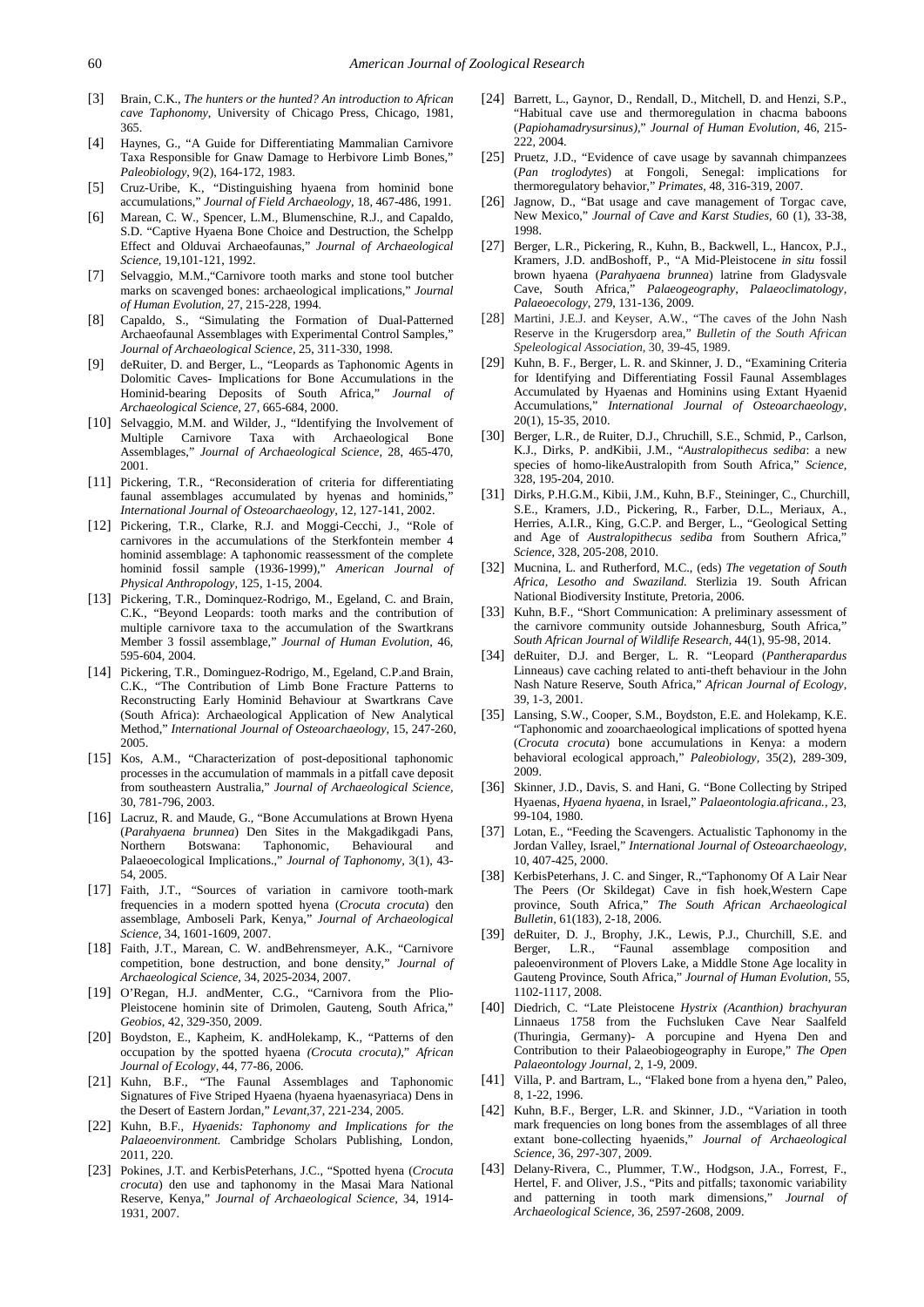[3] Brain, C.K., *The hunters or the hunted? An introduction to African cave Taphonomy*, University of Chicago Press, Chicago, 1981, 365.

[4] Haynes, G., "A Guide for Differentiating Mammalian Carnivore Taxa Responsible for Gnaw Damage to Herbivore Limb Bones," *Paleobiology*, 9(2), 164-172, 1983.

[5] Cruz-Uribe, K., "Distinguishing hyaena from hominid bone accumulations," *Journal of Field Archaeology*, 18, 467-486, 1991.

[6] Marean, C. W., Spencer, L.M., Blumenschine, R.J., and Capaldo, S.D. "Captive Hyaena Bone Choice and Destruction, the Schelpp Effect and Olduvai Archaeofaunas," *Journal of Archaeological Science*, 19,101-121, 1992.

[7] Selvaggio, M.M.,"Carnivore tooth marks and stone tool butcher marks on scavenged bones: archaeological implications," *Journal of Human Evolution*, 27, 215-228, 1994.

[8] Capaldo, S., "Simulating the Formation of Dual-Patterned Archaeofaunal Assemblages with Experimental Control Samples," *Journal of Archaeological Science*, 25, 311-330, 1998.

[9] deRuiter, D. and Berger, L., "Leopards as Taphonomic Agents in Dolomitic Caves- Implications for Bone Accumulations in the Hominid-bearing Deposits of South Africa," *Journal of Archaeological Science*, 27, 665-684, 2000.

[10] Selvaggio, M.M. and Wilder, J., "Identifying the Involvement of Multiple Carnivore Taxa with Archaeological Bone Assemblages," *Journal of Archaeological Science*, 28, 465-470, 2001.

[11] Pickering, T.R., "Reconsideration of criteria for differentiating faunal assemblages accumulated by hyenas and hominids," *International Journal of Osteoarchaeology*, 12, 127-141, 2002.

[12] Pickering, T.R., Clarke, R.J. and Moggi-Cecchi, J., "Role of carnivores in the accumulations of the Sterkfontein member 4 hominid assemblage: A taphonomic reassessment of the complete hominid fossil sample (1936-1999)," *American Journal of Physical Anthropology*, 125, 1-15, 2004.

[13] Pickering, T.R., Dominquez-Rodrigo, M., Egeland, C. and Brain, C.K., "Beyond Leopards: tooth marks and the contribution of multiple carnivore taxa to the accumulation of the Swartkrans Member 3 fossil assemblage," *Journal of Human Evolution*, 46, 595-604, 2004.

[14] Pickering, T.R., Dominguez-Rodrigo, M., Egeland, C.P.and Brain, C.K., "The Contribution of Limb Bone Fracture Patterns to Reconstructing Early Hominid Behaviour at Swartkrans Cave (South Africa): Archaeological Application of New Analytical Method," *International Journal of Osteoarchaeology*, 15, 247-260, 2005.

[15] Kos, A.M., "Characterization of post-depositional taphonomic processes in the accumulation of mammals in a pitfall cave deposit from southeastern Australia," *Journal of Archaeological Science*, 30, 781-796, 2003.

[16] Lacruz, R. and Maude, G., "Bone Accumulations at Brown Hyena (*Parahyaena brunnea*) Den Sites in the Makgadikgadi Pans, Northern Botswana: Taphonomic, Behavioural and Palaeoecological Implications.," *Journal of Taphonomy*, 3(1), 43-54, 2005.

[17] Faith, J.T., "Sources of variation in carnivore tooth-mark frequencies in a modern spotted hyena (*Crocuta crocuta*) den assemblage, Amboseli Park, Kenya," *Journal of Archaeological Science*, 34, 1601-1609, 2007.

[18] Faith, J.T., Marean, C. W. andBehrensmeyer, A.K., "Carnivore competition, bone destruction, and bone density," *Journal of Archaeological Science*, 34, 2025-2034, 2007.

[19] O'Regan, H.J. andMenter, C.G., "Carnivora from the Plio-Pleistocene hominin site of Drimolen, Gauteng, South Africa," *Geobios*, 42, 329-350, 2009.

[20] Boydston, E., Kapheim, K. andHolekamp, K., "Patterns of den occupation by the spotted hyaena *(Crocuta crocuta)*," *African Journal of Ecology*, 44, 77-86, 2006.

[21] Kuhn, B.F., "The Faunal Assemblages and Taphonomic Signatures of Five Striped Hyaena (hyaena hyaenasyriaca) Dens in the Desert of Eastern Jordan," *Levant*,37, 221-234, 2005.

[22] Kuhn, B.F., *Hyaenids: Taphonomy and Implications for the Palaeoenvironment.* Cambridge Scholars Publishing, London, 2011, 220.

[23] Pokines, J.T. and KerbisPeterhans, J.C., "Spotted hyena (*Crocuta crocuta*) den use and taphonomy in the Masai Mara National Reserve, Kenya," *Journal of Archaeological Science*, 34, 1914-1931, 2007.

[24] Barrett, L., Gaynor, D., Rendall, D., Mitchell, D. and Henzi, S.P., "Habitual cave use and thermoregulation in chacma baboons (*Papiohamadrysursinus*)," *Journal of Human Evolution*, 46, 215-222, 2004.

[25] Pruetz, J.D., "Evidence of cave usage by savannah chimpanzees (*Pan troglodytes*) at Fongoli, Senegal: implications for thermoregulatory behavior," *Primates*, 48, 316-319, 2007.

[26] Jagnow, D., "Bat usage and cave management of Torgac cave, New Mexico," *Journal of Cave and Karst Studies*, 60 (1), 33-38, 1998.

[27] Berger, L.R., Pickering, R., Kuhn, B., Backwell, L., Hancox, P.J., Kramers, J.D. andBoshoff, P., "A Mid-Pleistocene *in situ* fossil brown hyaena (*Parahyaena brunnea*) latrine from Gladysvale Cave, South Africa," *Palaeogeography, Palaeoclimatology, Palaeoecology*, 279, 131-136, 2009.

[28] Martini, J.E.J. and Keyser, A.W., "The caves of the John Nash Reserve in the Krugersdorp area," *Bulletin of the South African Speleological Association*, 30, 39-45, 1989.

[29] Kuhn, B. F., Berger, L. R. and Skinner, J. D., "Examining Criteria for Identifying and Differentiating Fossil Faunal Assemblages Accumulated by Hyaenas and Hominins using Extant Hyaenid Accumulations," *International Journal of Osteoarchaeology*, 20(1), 15-35, 2010.

[30] Berger, L.R., de Ruiter, D.J., Chruchill, S.E., Schmid, P., Carlson, K.J., Dirks, P. andKibii, J.M., "*Australopithecus sediba*: a new species of homo-likeAustralopith from South Africa," *Science*, 328, 195-204, 2010.

[31] Dirks, P.H.G.M., Kibii, J.M., Kuhn, B.F., Steininger, C., Churchill, S.E., Kramers, J.D., Pickering, R., Farber, D.L., Meriaux, A., Herries, A.I.R., King, G.C.P. and Berger, L., "Geological Setting and Age of *Australopithecus sediba* from Southern Africa," *Science*, 328, 205-208, 2010.

[32] Mucnina, L. and Rutherford, M.C., (eds) *The vegetation of South Africa, Lesotho and Swaziland.* Sterlizia 19. South African National Biodiversity Institute, Pretoria, 2006.

[33] Kuhn, B.F., "Short Communication: A preliminary assessment of the carnivore community outside Johannesburg, South Africa," *South African Journal of Wildlife Research*, 44(1), 95-98, 2014.

[34] deRuiter, D.J. and Berger, L. R. "Leopard (*Pantherapardus* Linneaus) cave caching related to anti-theft behaviour in the John Nash Nature Reserve, South Africa," *African Journal of Ecology*, 39, 1-3, 2001.

[35] Lansing, S.W., Cooper, S.M., Boydston, E.E. and Holekamp, K.E. "Taphonomic and zooarchaeological implications of spotted hyena (*Crocuta crocuta*) bone accumulations in Kenya: a modern behavioral ecological approach," *Paleobiology*, 35(2), 289-309, 2009.

[36] Skinner, J.D., Davis, S. and Hani, G. "Bone Collecting by Striped Hyaenas, *Hyaena hyaena*, in Israel," *Palaeontologia.africana.*, 23, 99-104, 1980.

[37] Lotan, E., "Feeding the Scavengers. Actualistic Taphonomy in the Jordan Valley, Israel," *International Journal of Osteoarchaeology*, 10, 407-425, 2000.

[38] KerbisPeterhans, J. C. and Singer, R.,"Taphonomy Of A Lair Near The Peers (Or Skildegat) Cave in fish hoek,Western Cape province, South Africa," *The South African Archaeological Bulletin*, 61(183), 2-18, 2006.

[39] deRuiter, D. J., Brophy, J.K., Lewis, P.J., Churchill, S.E. and Berger, L.R., "Faunal assemblage composition and paleoenvironment of Plovers Lake, a Middle Stone Age locality in Gauteng Province, South Africa," *Journal of Human Evolution*, 55, 1102-1117, 2008.

[40] Diedrich, C. "Late Pleistocene *Hystrix (Acanthion) brachyuran* Linnaeus 1758 from the Fuchsluken Cave Near Saalfeld (Thuringia, Germany)- A porcupine and Hyena Den and Contribution to their Palaeobiogeography in Europe," *The Open Palaeontology Journal*, 2, 1-9, 2009.

[41] Villa, P. and Bartram, L., "Flaked bone from a hyena den," Paleo, 8, 1-22, 1996.

[42] Kuhn, B.F., Berger, L.R. and Skinner, J.D., "Variation in tooth mark frequencies on long bones from the assemblages of all three extant bone-collecting hyaenids," *Journal of Archaeological Science*, 36, 297-307, 2009.

[43] Delany-Rivera, C., Plummer, T.W., Hodgson, J.A., Forrest, F., Hertel, F. and Oliver, J.S., "Pits and pitfalls; taxonomic variability and patterning in tooth mark dimensions," *Journal of Archaeological Science*, 36, 2597-2608, 2009.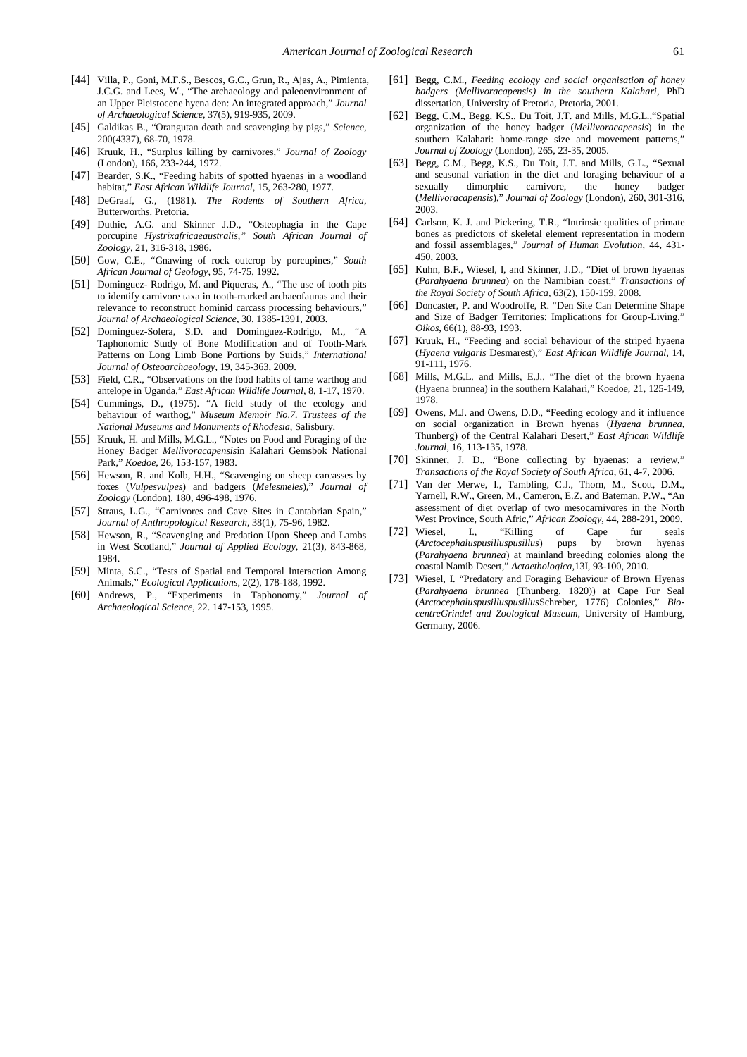[44] Villa, P., Goni, M.F.S., Bescos, G.C., Grun, R., Ajas, A., Pimienta, J.C.G. and Lees, W., "The archaeology and paleoenvironment of an Upper Pleistocene hyena den: An integrated approach," *Journal of Archaeological Science*, 37(5), 919-935, 2009.

[45] Galdikas B., "Orangutan death and scavenging by pigs," *Science*, 200(4337), 68-70, 1978.

[46] Kruuk, H., "Surplus killing by carnivores," *Journal of Zoology* (London), 166, 233-244, 1972.

[47] Bearder, S.K., "Feeding habits of spotted hyaenas in a woodland habitat," *East African Wildlife Journal*, 15, 263-280, 1977.

[48] DeGraaf, G., (1981). *The Rodents of Southern Africa*, Butterworths. Pretoria.

[49] Duthie, A.G. and Skinner J.D., "Osteophagia in the Cape porcupine *Hystrixafricaeaustralis*," *South African Journal of Zoology*, 21, 316-318, 1986.

[50] Gow, C.E., "Gnawing of rock outcrop by porcupines," *South African Journal of Geology*, 95, 74-75, 1992.

[51] Dominguez- Rodrigo, M. and Piqueras, A., "The use of tooth pits to identify carnivore taxa in tooth-marked archaeofaunas and their relevance to reconstruct hominid carcass processing behaviours," *Journal of Archaeological Science*, 30, 1385-1391, 2003.

[52] Dominguez-Solera, S.D. and Dominguez-Rodrigo, M., "A Taphonomic Study of Bone Modification and of Tooth-Mark Patterns on Long Limb Bone Portions by Suids," *International Journal of Osteoarchaeology*, 19, 345-363, 2009.

[53] Field, C.R., "Observations on the food habits of tame warthog and antelope in Uganda," *East African Wildlife Journal*, 8, 1-17, 1970.

[54] Cummings, D., (1975). "A field study of the ecology and behaviour of warthog," *Museum Memoir No.7. Trustees of the National Museums and Monuments of Rhodesia*, Salisbury.

[55] Kruuk, H. and Mills, M.G.L., "Notes on Food and Foraging of the Honey Badger *Mellivoracapensis*in Kalahari Gemsbok National Park," *Koedoe*, 26, 153-157, 1983.

[56] Hewson, R. and Kolb, H.H., "Scavenging on sheep carcasses by foxes (*Vulpesvulpes*) and badgers (*Melesmeles*)," *Journal of Zoology* (London), 180, 496-498, 1976.

[57] Straus, L.G., "Carnivores and Cave Sites in Cantabrian Spain," *Journal of Anthropological Research*, 38(1), 75-96, 1982.

[58] Hewson, R., "Scavenging and Predation Upon Sheep and Lambs in West Scotland," *Journal of Applied Ecology*, 21(3), 843-868, 1984.

[59] Minta, S.C., "Tests of Spatial and Temporal Interaction Among Animals," *Ecological Applications*, 2(2), 178-188, 1992.

[60] Andrews, P., "Experiments in Taphonomy," *Journal of Archaeological Science*, 22. 147-153, 1995.

[61] Begg, C.M., *Feeding ecology and social organisation of honey badgers (Mellivoracapensis) in the southern Kalahari*, PhD dissertation, University of Pretoria, Pretoria, 2001.

[62] Begg, C.M., Begg, K.S., Du Toit, J.T. and Mills, M.G.L.,"Spatial organization of the honey badger (*Mellivoracapensis*) in the southern Kalahari: home-range size and movement patterns," *Journal of Zoology* (London), 265, 23-35, 2005.

[63] Begg, C.M., Begg, K.S., Du Toit, J.T. and Mills, G.L., "Sexual and seasonal variation in the diet and foraging behaviour of a sexually dimorphic carnivore, the honey badger (*Mellivoracapensis*)," *Journal of Zoology* (London), 260, 301-316, 2003.

[64] Carlson, K. J. and Pickering, T.R., "Intrinsic qualities of primate bones as predictors of skeletal element representation in modern and fossil assemblages," *Journal of Human Evolution*, 44, 431-450, 2003.

[65] Kuhn, B.F., Wiesel, I, and Skinner, J.D., "Diet of brown hyaenas (*Parahyaena brunnea*) on the Namibian coast," *Transactions of the Royal Society of South Africa*, 63(2), 150-159, 2008.

[66] Doncaster, P. and Woodroffe, R. "Den Site Can Determine Shape and Size of Badger Territories: Implications for Group-Living," *Oikos*, 66(1), 88-93, 1993.

[67] Kruuk, H., "Feeding and social behaviour of the striped hyaena (*Hyaena vulgaris* Desmarest)," *East African Wildlife Journal*, 14, 91-111, 1976.

[68] Mills, M.G.L. and Mills, E.J., "The diet of the brown hyaena (Hyaena brunnea) in the southern Kalahari," Koedoe, 21, 125-149, 1978.

[69] Owens, M.J. and Owens, D.D., "Feeding ecology and it influence on social organization in Brown hyenas (*Hyaena brunnea*, Thunberg) of the Central Kalahari Desert," *East African Wildlife Journal*, 16, 113-135, 1978.

[70] Skinner, J. D., "Bone collecting by hyaenas: a review," *Transactions of the Royal Society of South Africa*, 61, 4-7, 2006.

[71] Van der Merwe, I., Tambling, C.J., Thorn, M., Scott, D.M., Yarnell, R.W., Green, M., Cameron, E.Z. and Bateman, P.W., "An assessment of diet overlap of two mesocarnivores in the North West Province, South Afric," *African Zoology*, 44, 288-291, 2009.

[72] Wiesel, I., "Killing of Cape fur seals (*Arctocephaluspusilluspusillus*) pups by brown hyenas (*Parahyaena brunnea*) at mainland breeding colonies along the coastal Namib Desert," *Actaethologica*,13I, 93-100, 2010.

[73] Wiesel, I. "Predatory and Foraging Behaviour of Brown Hyenas (*Parahyaena brunnea* (Thunberg, 1820)) at Cape Fur Seal (*Arctocephaluspusilluspusillus*Schreber, 1776) Colonies," *Bio-centreGrindel and Zoological Museum*, University of Hamburg, Germany, 2006.